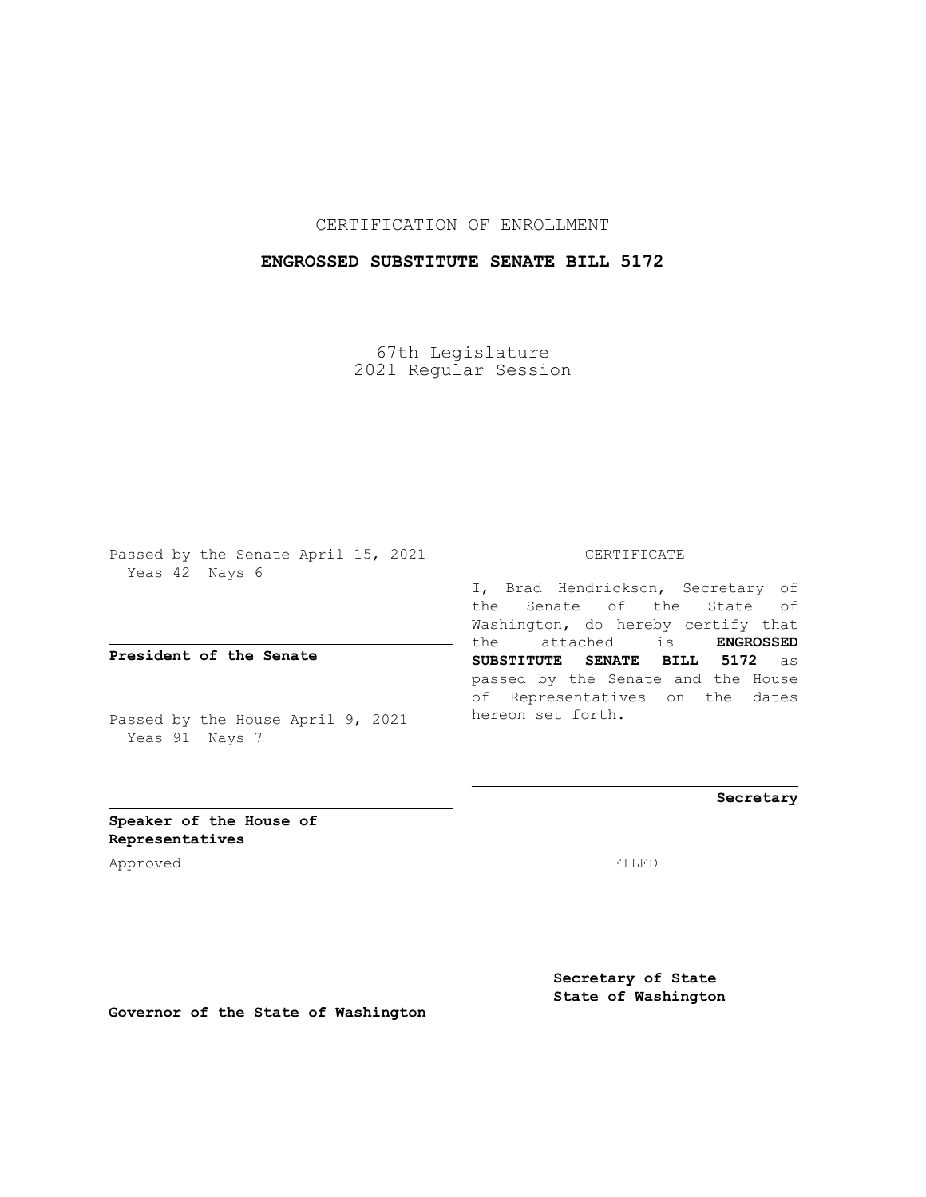CERTIFICATION OF ENROLLMENT

**ENGROSSED SUBSTITUTE SENATE BILL 5172**

67th Legislature
2021 Regular Session

Passed by the Senate April 15, 2021
Yeas 42 Nays 6

**President of the Senate**

Passed by the House April 9, 2021
Yeas 91 Nays 7

**Speaker of the House of Representatives**

Approved

**Governor of the State of Washington**

CERTIFICATE

I, Brad Hendrickson, Secretary of the Senate of the State of Washington, do hereby certify that the attached is **ENGROSSED SUBSTITUTE SENATE BILL 5172** as passed by the Senate and the House of Representatives on the dates hereon set forth.

**Secretary**

FILED

**Secretary of State**
**State of Washington**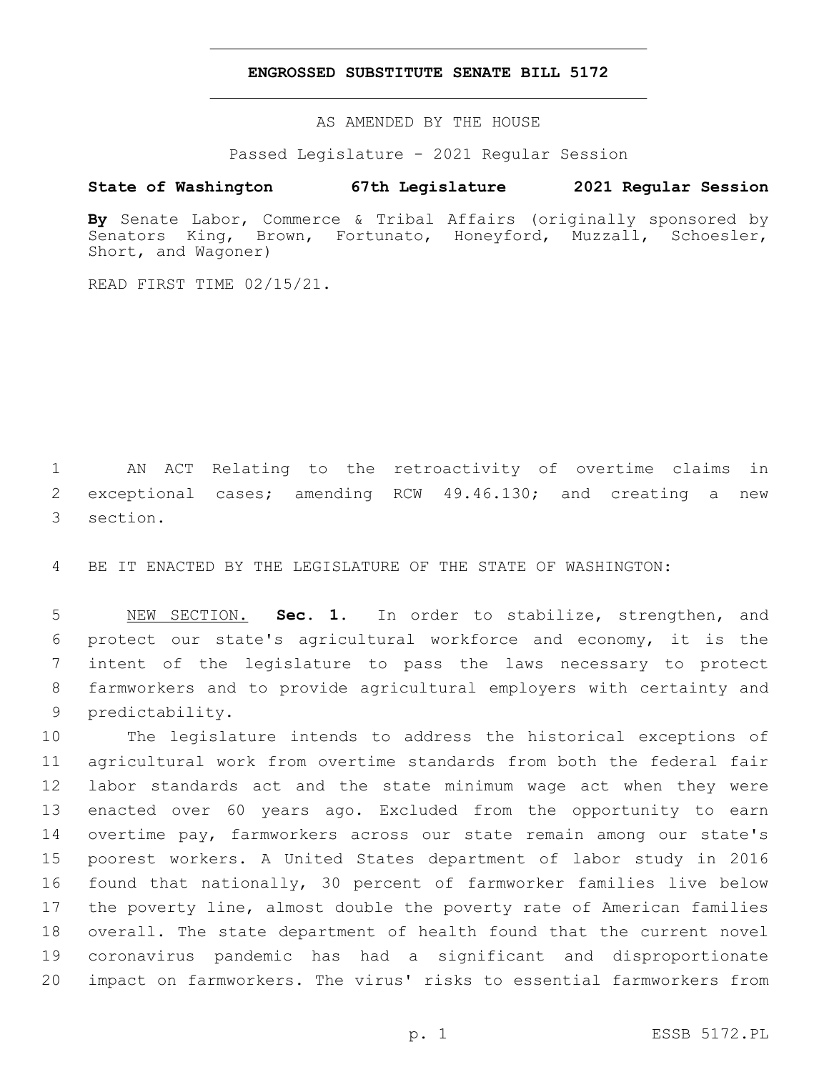# ENGROSSED SUBSTITUTE SENATE BILL 5172

AS AMENDED BY THE HOUSE

Passed Legislature - 2021 Regular Session

**State of Washington 67th Legislature 2021 Regular Session**

**By** Senate Labor, Commerce & Tribal Affairs (originally sponsored by Senators King, Brown, Fortunato, Honeyford, Muzzall, Schoesler, Short, and Wagoner)

READ FIRST TIME 02/15/21.

AN ACT Relating to the retroactivity of overtime claims in exceptional cases; amending RCW 49.46.130; and creating a new section.

BE IT ENACTED BY THE LEGISLATURE OF THE STATE OF WASHINGTON:

NEW SECTION. **Sec. 1.** In order to stabilize, strengthen, and protect our state's agricultural workforce and economy, it is the intent of the legislature to pass the laws necessary to protect farmworkers and to provide agricultural employers with certainty and predictability.

The legislature intends to address the historical exceptions of agricultural work from overtime standards from both the federal fair labor standards act and the state minimum wage act when they were enacted over 60 years ago. Excluded from the opportunity to earn overtime pay, farmworkers across our state remain among our state's poorest workers. A United States department of labor study in 2016 found that nationally, 30 percent of farmworker families live below the poverty line, almost double the poverty rate of American families overall. The state department of health found that the current novel coronavirus pandemic has had a significant and disproportionate impact on farmworkers. The virus' risks to essential farmworkers from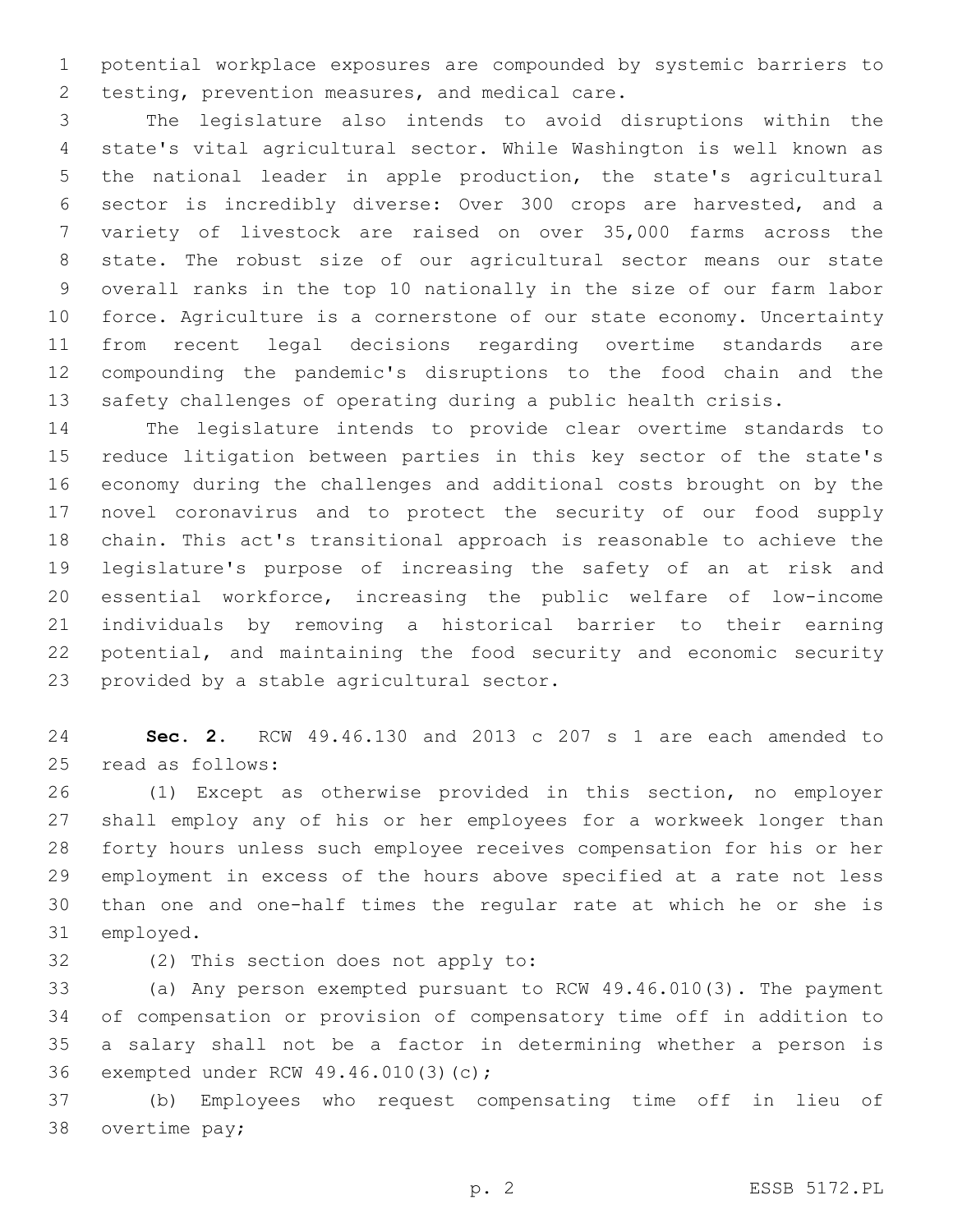potential workplace exposures are compounded by systemic barriers to testing, prevention measures, and medical care.

The legislature also intends to avoid disruptions within the state's vital agricultural sector. While Washington is well known as the national leader in apple production, the state's agricultural sector is incredibly diverse: Over 300 crops are harvested, and a variety of livestock are raised on over 35,000 farms across the state. The robust size of our agricultural sector means our state overall ranks in the top 10 nationally in the size of our farm labor force. Agriculture is a cornerstone of our state economy. Uncertainty from recent legal decisions regarding overtime standards are compounding the pandemic's disruptions to the food chain and the safety challenges of operating during a public health crisis.

The legislature intends to provide clear overtime standards to reduce litigation between parties in this key sector of the state's economy during the challenges and additional costs brought on by the novel coronavirus and to protect the security of our food supply chain. This act's transitional approach is reasonable to achieve the legislature's purpose of increasing the safety of an at risk and essential workforce, increasing the public welfare of low-income individuals by removing a historical barrier to their earning potential, and maintaining the food security and economic security provided by a stable agricultural sector.

**Sec. 2.** RCW 49.46.130 and 2013 c 207 s 1 are each amended to read as follows:

(1) Except as otherwise provided in this section, no employer shall employ any of his or her employees for a workweek longer than forty hours unless such employee receives compensation for his or her employment in excess of the hours above specified at a rate not less than one and one-half times the regular rate at which he or she is employed.

(2) This section does not apply to:

(a) Any person exempted pursuant to RCW 49.46.010(3). The payment of compensation or provision of compensatory time off in addition to a salary shall not be a factor in determining whether a person is exempted under RCW 49.46.010(3)(c);

(b) Employees who request compensating time off in lieu of overtime pay;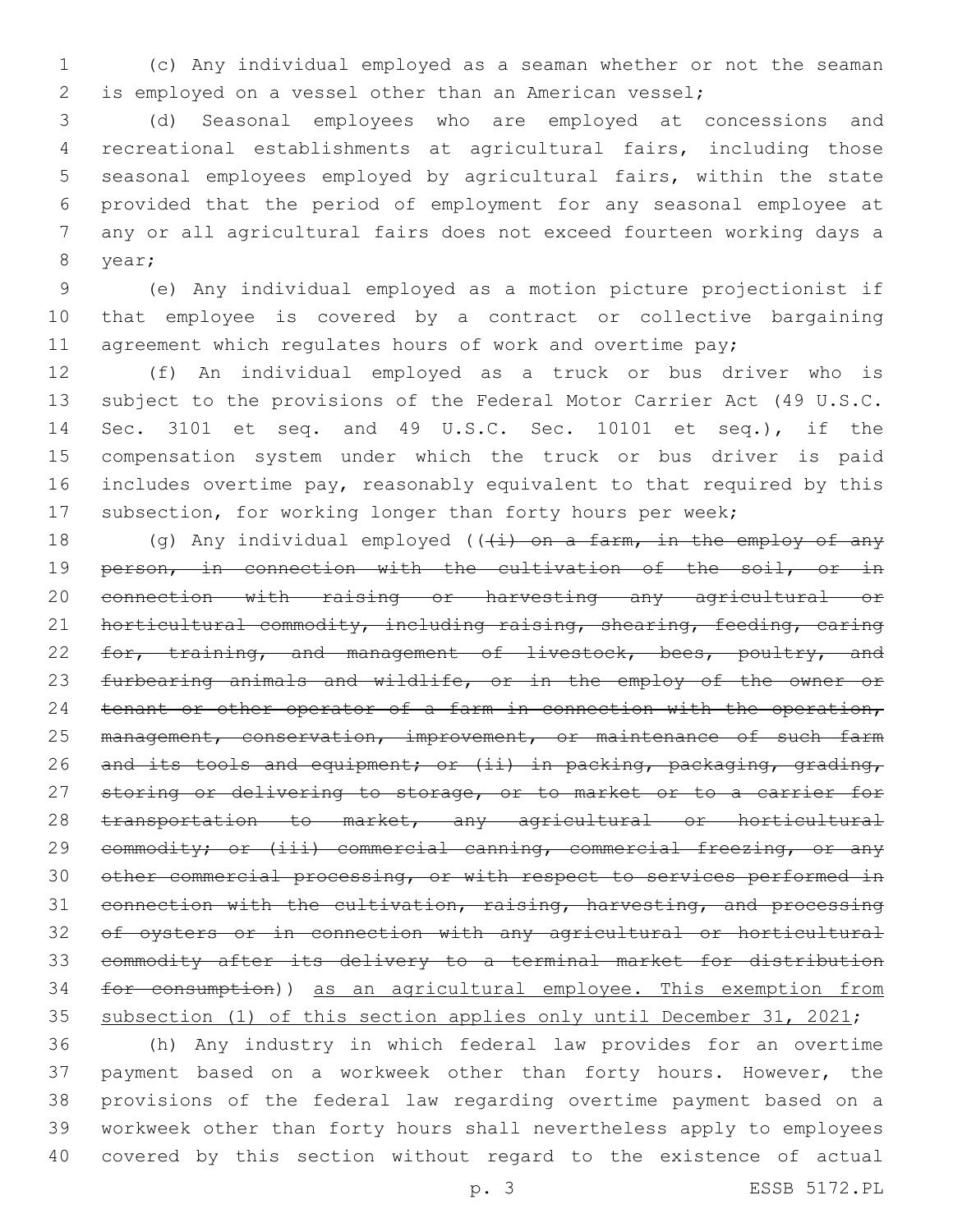(c) Any individual employed as a seaman whether or not the seaman is employed on a vessel other than an American vessel;

(d) Seasonal employees who are employed at concessions and recreational establishments at agricultural fairs, including those seasonal employees employed by agricultural fairs, within the state provided that the period of employment for any seasonal employee at any or all agricultural fairs does not exceed fourteen working days a year;

(e) Any individual employed as a motion picture projectionist if that employee is covered by a contract or collective bargaining agreement which regulates hours of work and overtime pay;

(f) An individual employed as a truck or bus driver who is subject to the provisions of the Federal Motor Carrier Act (49 U.S.C. Sec. 3101 et seq. and 49 U.S.C. Sec. 10101 et seq.), if the compensation system under which the truck or bus driver is paid includes overtime pay, reasonably equivalent to that required by this subsection, for working longer than forty hours per week;

(g) Any individual employed ((~~(i) on a farm, in the employ of any person, in connection with the cultivation of the soil, or in connection with raising or harvesting any agricultural or horticultural commodity, including raising, shearing, feeding, caring for, training, and management of livestock, bees, poultry, and furbearing animals and wildlife, or in the employ of the owner or tenant or other operator of a farm in connection with the operation, management, conservation, improvement, or maintenance of such farm and its tools and equipment; or (ii) in packing, packaging, grading, storing or delivering to storage, or to market or to a carrier for transportation to market, any agricultural or horticultural commodity; or (iii) commercial canning, commercial freezing, or any other commercial processing, or with respect to services performed in connection with the cultivation, raising, harvesting, and processing of oysters or in connection with any agricultural or horticultural commodity after its delivery to a terminal market for distribution for consumption~~)) <u>as an agricultural employee. This exemption from subsection (1) of this section applies only until December 31, 2021</u>;

(h) Any industry in which federal law provides for an overtime payment based on a workweek other than forty hours. However, the provisions of the federal law regarding overtime payment based on a workweek other than forty hours shall nevertheless apply to employees covered by this section without regard to the existence of actual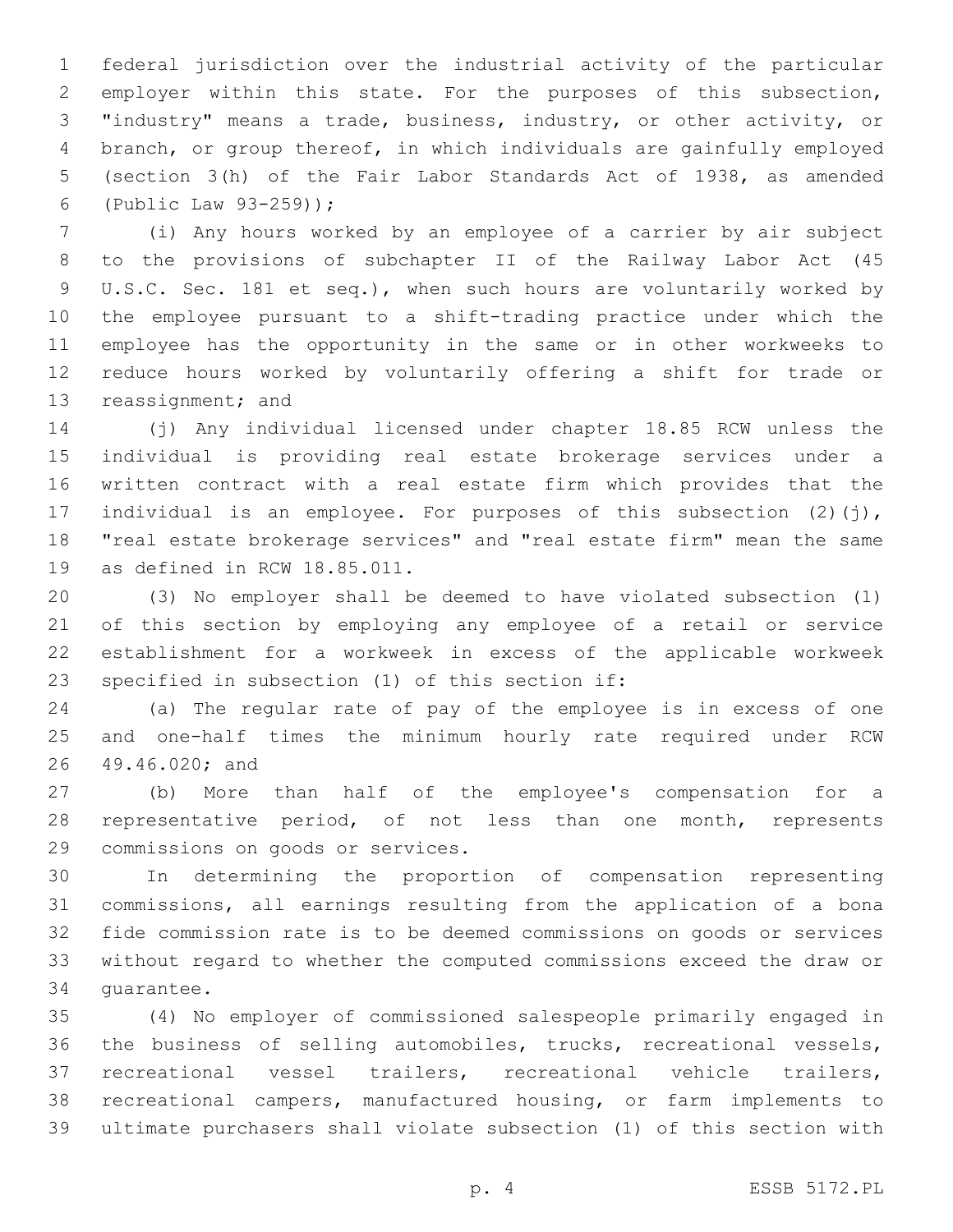federal jurisdiction over the industrial activity of the particular employer within this state. For the purposes of this subsection, "industry" means a trade, business, industry, or other activity, or branch, or group thereof, in which individuals are gainfully employed (section 3(h) of the Fair Labor Standards Act of 1938, as amended (Public Law 93-259));

(i) Any hours worked by an employee of a carrier by air subject to the provisions of subchapter II of the Railway Labor Act (45 U.S.C. Sec. 181 et seq.), when such hours are voluntarily worked by the employee pursuant to a shift-trading practice under which the employee has the opportunity in the same or in other workweeks to reduce hours worked by voluntarily offering a shift for trade or reassignment; and

(j) Any individual licensed under chapter 18.85 RCW unless the individual is providing real estate brokerage services under a written contract with a real estate firm which provides that the individual is an employee. For purposes of this subsection (2)(j), "real estate brokerage services" and "real estate firm" mean the same as defined in RCW 18.85.011.

(3) No employer shall be deemed to have violated subsection (1) of this section by employing any employee of a retail or service establishment for a workweek in excess of the applicable workweek specified in subsection (1) of this section if:

(a) The regular rate of pay of the employee is in excess of one and one-half times the minimum hourly rate required under RCW 49.46.020; and

(b) More than half of the employee's compensation for a representative period, of not less than one month, represents commissions on goods or services.

In determining the proportion of compensation representing commissions, all earnings resulting from the application of a bona fide commission rate is to be deemed commissions on goods or services without regard to whether the computed commissions exceed the draw or guarantee.

(4) No employer of commissioned salespeople primarily engaged in the business of selling automobiles, trucks, recreational vessels, recreational vessel trailers, recreational vehicle trailers, recreational campers, manufactured housing, or farm implements to ultimate purchasers shall violate subsection (1) of this section with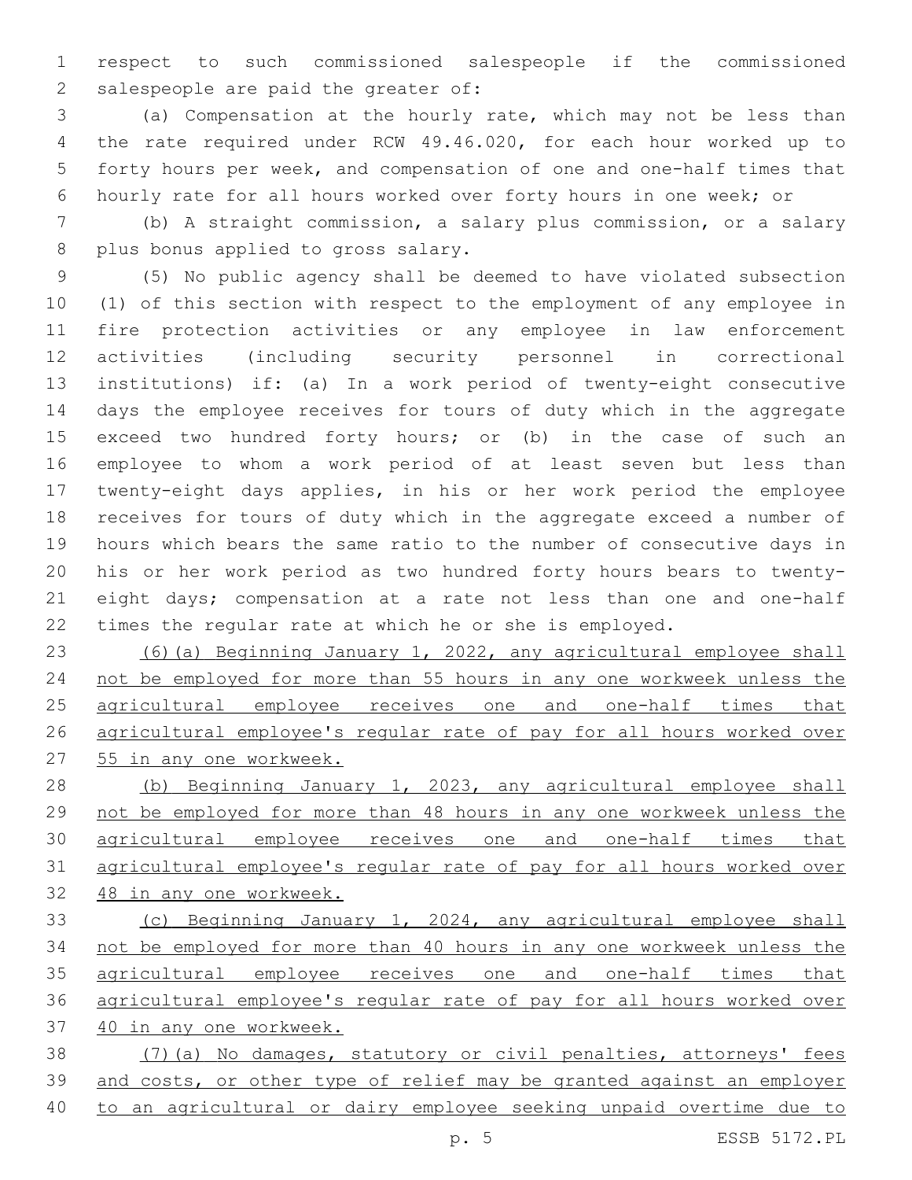respect to such commissioned salespeople if the commissioned salespeople are paid the greater of:

(a) Compensation at the hourly rate, which may not be less than the rate required under RCW 49.46.020, for each hour worked up to forty hours per week, and compensation of one and one-half times that hourly rate for all hours worked over forty hours in one week; or

(b) A straight commission, a salary plus commission, or a salary plus bonus applied to gross salary.

(5) No public agency shall be deemed to have violated subsection (1) of this section with respect to the employment of any employee in fire protection activities or any employee in law enforcement activities (including security personnel in correctional institutions) if: (a) In a work period of twenty-eight consecutive days the employee receives for tours of duty which in the aggregate exceed two hundred forty hours; or (b) in the case of such an employee to whom a work period of at least seven but less than twenty-eight days applies, in his or her work period the employee receives for tours of duty which in the aggregate exceed a number of hours which bears the same ratio to the number of consecutive days in his or her work period as two hundred forty hours bears to twenty-eight days; compensation at a rate not less than one and one-half times the regular rate at which he or she is employed.

<u>(6)(a) Beginning January 1, 2022, any agricultural employee shall not be employed for more than 55 hours in any one workweek unless the agricultural employee receives one and one-half times that agricultural employee's regular rate of pay for all hours worked over 55 in any one workweek.</u>

<u>(b) Beginning January 1, 2023, any agricultural employee shall not be employed for more than 48 hours in any one workweek unless the agricultural employee receives one and one-half times that agricultural employee's regular rate of pay for all hours worked over 48 in any one workweek.</u>

<u>(c) Beginning January 1, 2024, any agricultural employee shall not be employed for more than 40 hours in any one workweek unless the agricultural employee receives one and one-half times that agricultural employee's regular rate of pay for all hours worked over 40 in any one workweek.</u>

<u>(7)(a) No damages, statutory or civil penalties, attorneys' fees and costs, or other type of relief may be granted against an employer to an agricultural or dairy employee seeking unpaid overtime due to</u>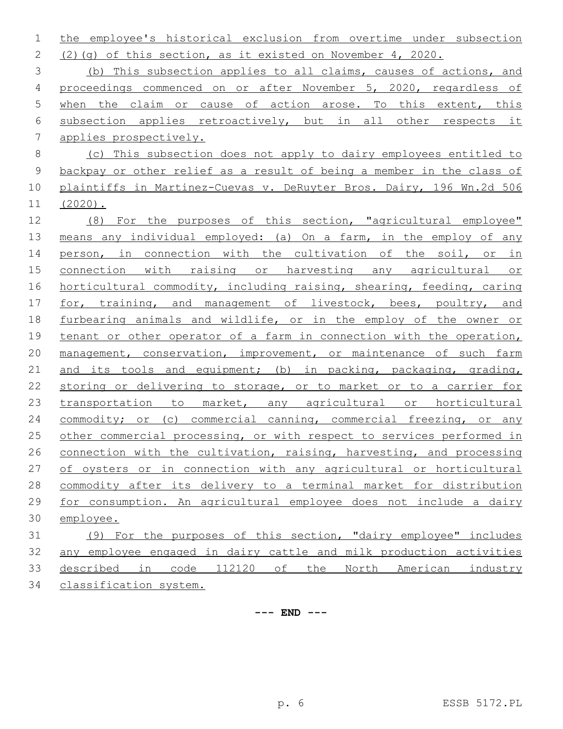the employee's historical exclusion from overtime under subsection (2)(g) of this section, as it existed on November 4, 2020.

(b) This subsection applies to all claims, causes of actions, and proceedings commenced on or after November 5, 2020, regardless of when the claim or cause of action arose. To this extent, this subsection applies retroactively, but in all other respects it applies prospectively.

(c) This subsection does not apply to dairy employees entitled to backpay or other relief as a result of being a member in the class of plaintiffs in Martinez-Cuevas v. DeRuyter Bros. Dairy, 196 Wn.2d 506 (2020).

(8) For the purposes of this section, "agricultural employee" means any individual employed: (a) On a farm, in the employ of any person, in connection with the cultivation of the soil, or in connection with raising or harvesting any agricultural or horticultural commodity, including raising, shearing, feeding, caring for, training, and management of livestock, bees, poultry, and furbearing animals and wildlife, or in the employ of the owner or tenant or other operator of a farm in connection with the operation, management, conservation, improvement, or maintenance of such farm and its tools and equipment; (b) in packing, packaging, grading, storing or delivering to storage, or to market or to a carrier for transportation to market, any agricultural or horticultural commodity; or (c) commercial canning, commercial freezing, or any other commercial processing, or with respect to services performed in connection with the cultivation, raising, harvesting, and processing of oysters or in connection with any agricultural or horticultural commodity after its delivery to a terminal market for distribution for consumption. An agricultural employee does not include a dairy employee.

(9) For the purposes of this section, "dairy employee" includes any employee engaged in dairy cattle and milk production activities described in code 112120 of the North American industry classification system.

**--- END ---**